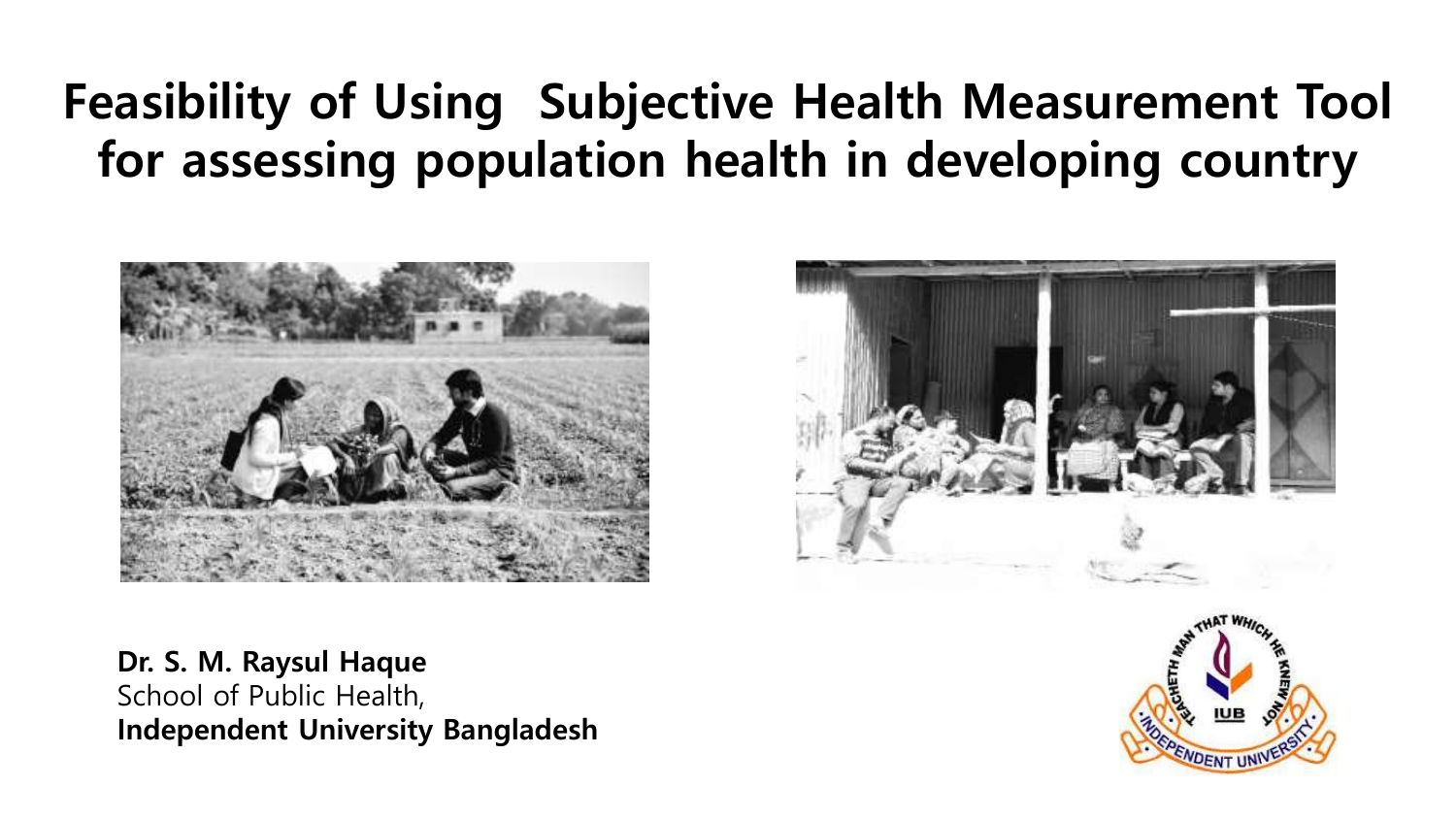# Feasibility of Using Subjective Health Measurement Tool for assessing population health in developing country

**Dr. S. M. Raysul Haque**
School of Public Health,
**Independent University Bangladesh**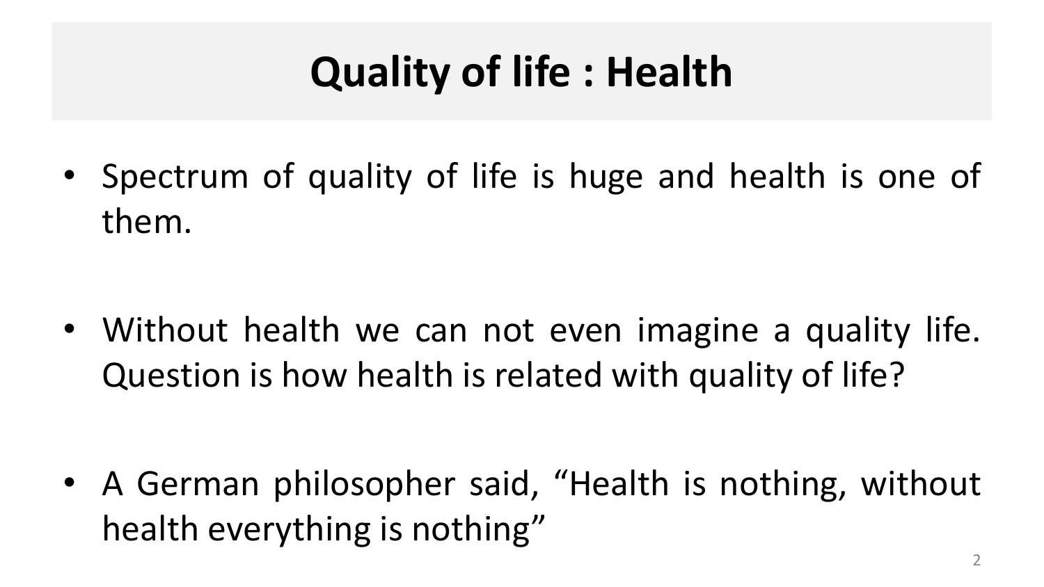# Quality of life : Health

- Spectrum of quality of life is huge and health is one of them.

- Without health we can not even imagine a quality life. Question is how health is related with quality of life?

- A German philosopher said, “Health is nothing, without health everything is nothing”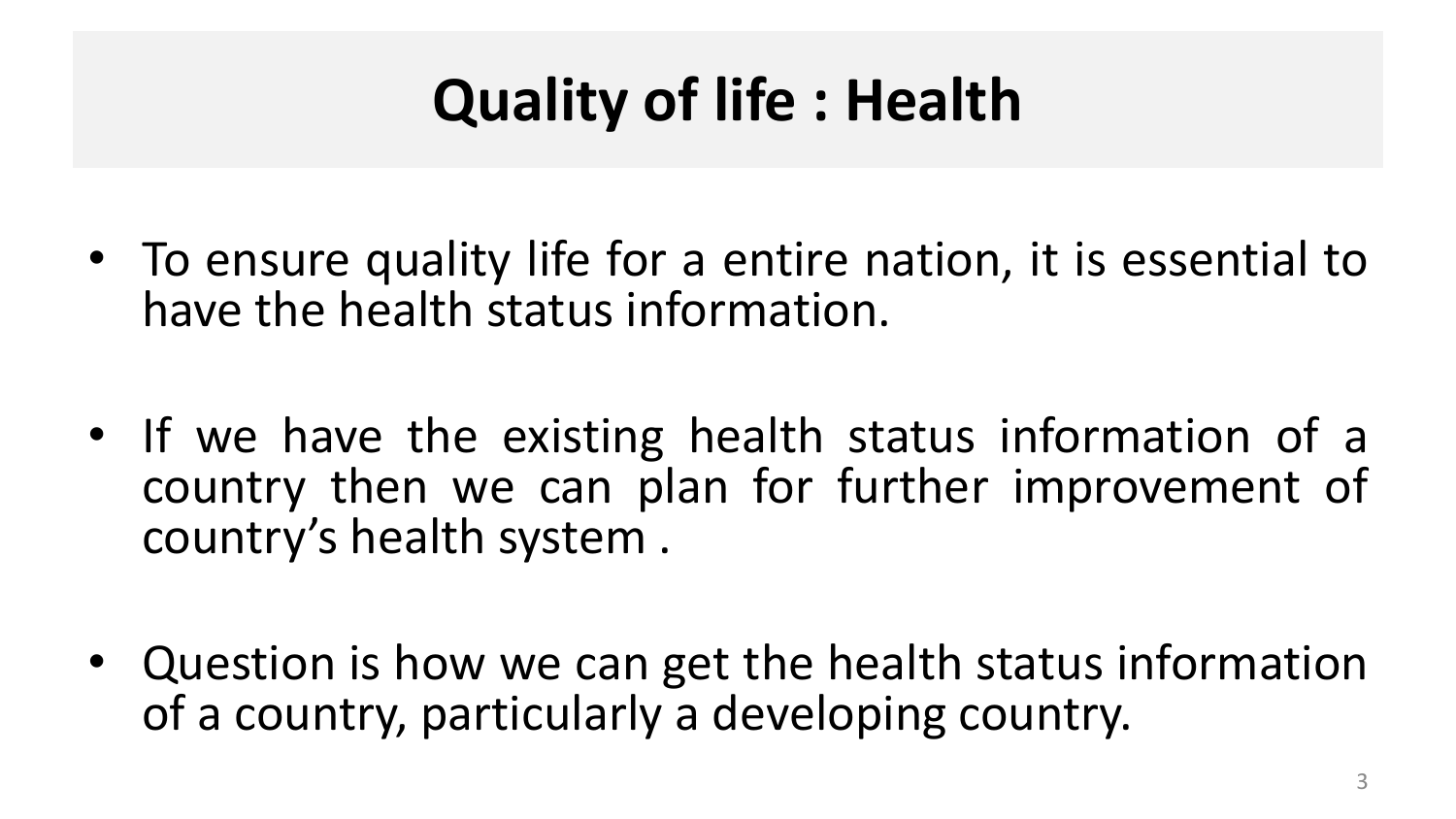# Quality of life : Health

- To ensure quality life for a entire nation, it is essential to have the health status information.

- If we have the existing health status information of a country then we can plan for further improvement of country's health system .

- Question is how we can get the health status information of a country, particularly a developing country.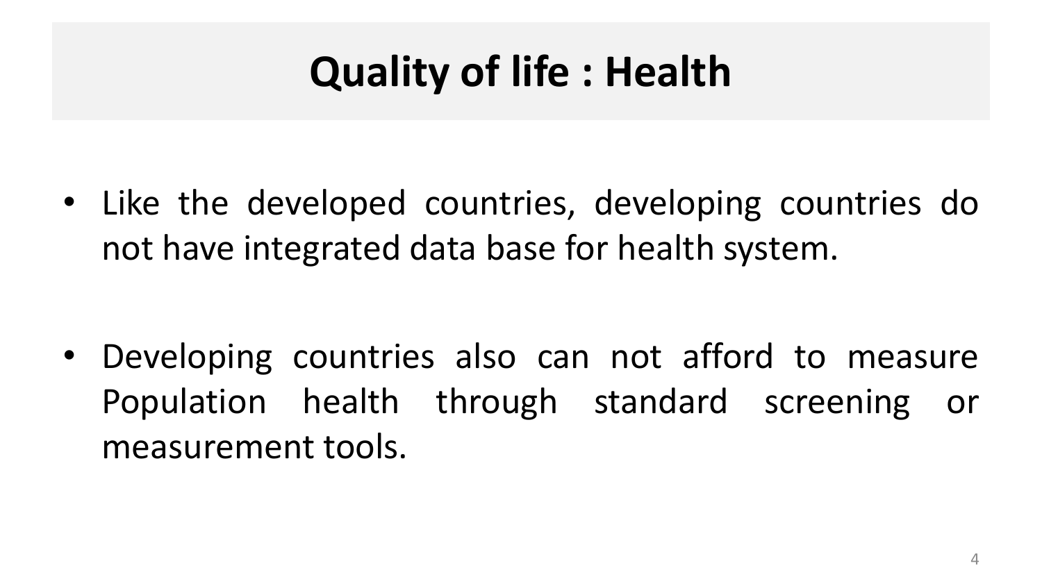# Quality of life : Health

- Like the developed countries, developing countries do not have integrated data base for health system.

- Developing countries also can not afford to measure Population health through standard screening or measurement tools.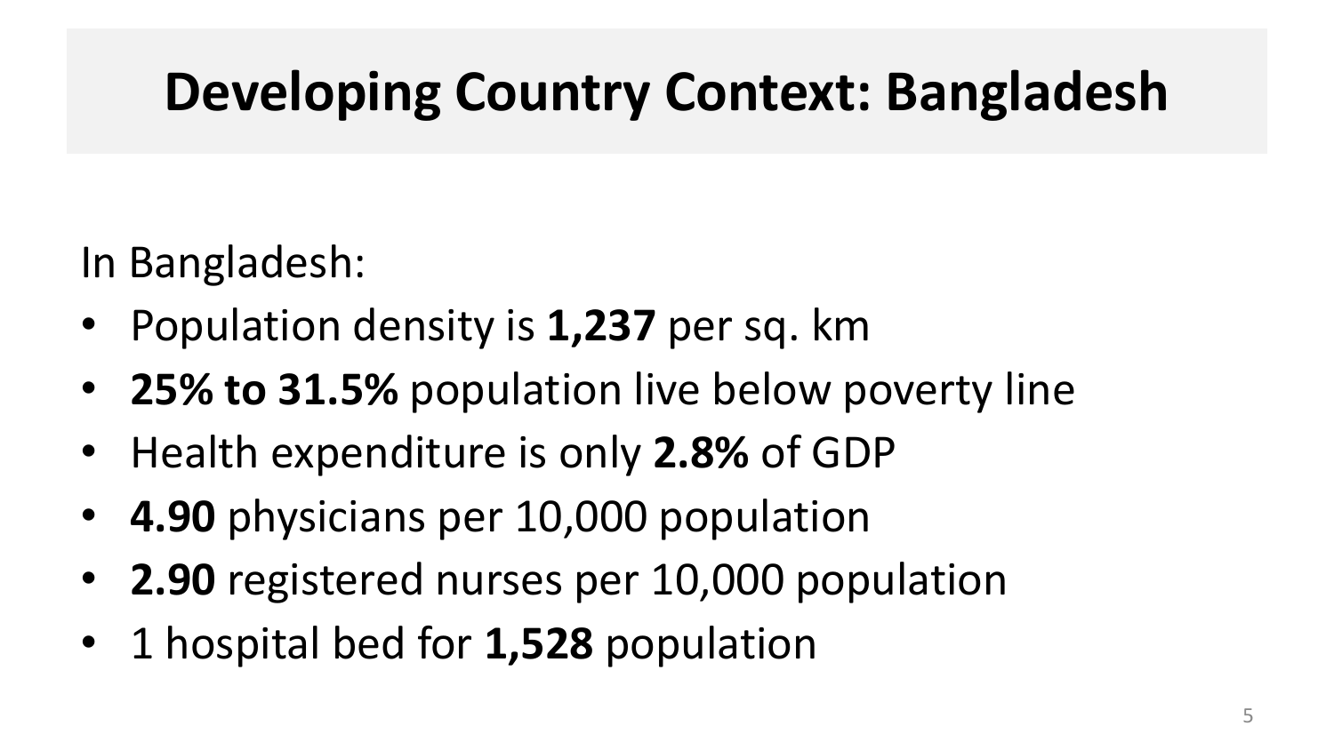# Developing Country Context: Bangladesh

In Bangladesh:

- Population density is **1,237** per sq. km
- **25% to 31.5%** population live below poverty line
- Health expenditure is only **2.8%** of GDP
- **4.90** physicians per 10,000 population
- **2.90** registered nurses per 10,000 population
- 1 hospital bed for **1,528** population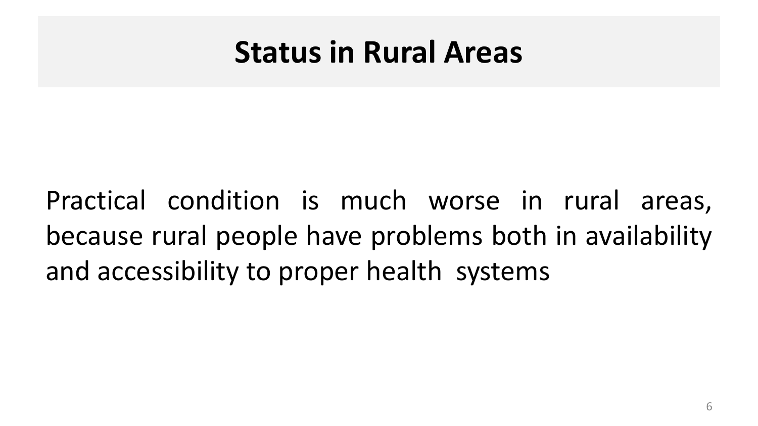# Status in Rural Areas

Practical condition is much worse in rural areas, because rural people have problems both in availability and accessibility to proper health systems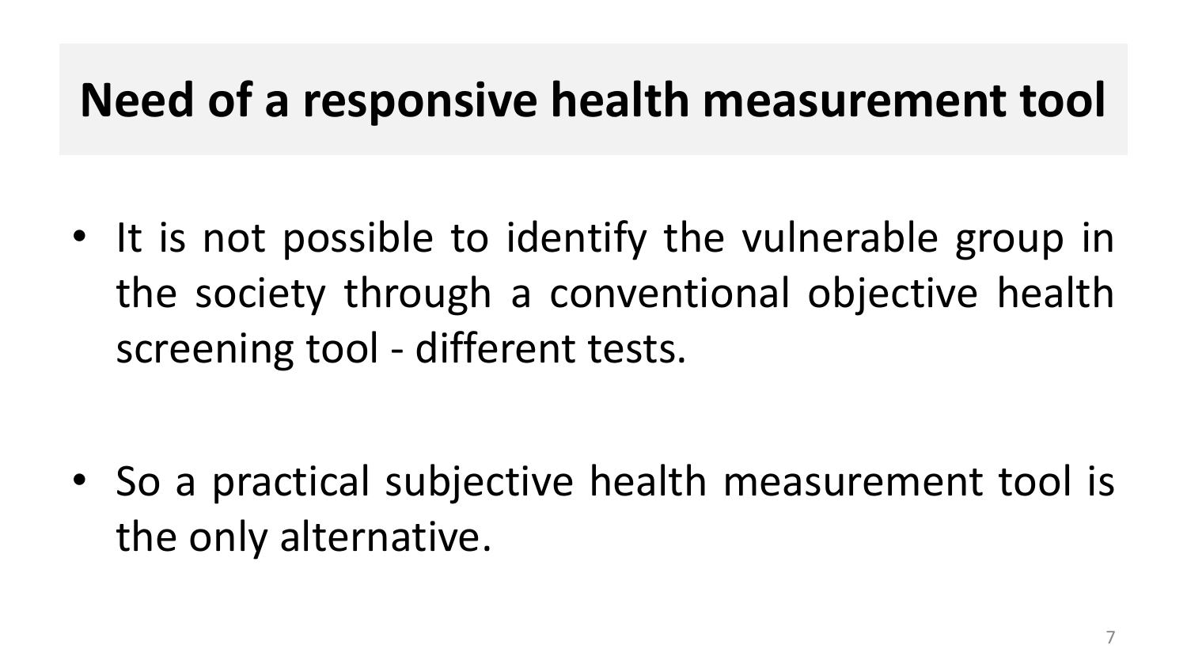# Need of a responsive health measurement tool

- It is not possible to identify the vulnerable group in the society through a conventional objective health screening tool - different tests.

- So a practical subjective health measurement tool is the only alternative.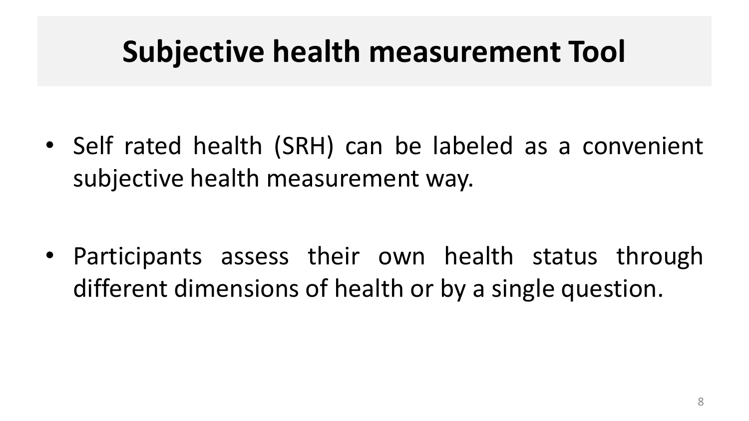# Subjective health measurement Tool

- Self rated health (SRH) can be labeled as a convenient subjective health measurement way.

- Participants assess their own health status through different dimensions of health or by a single question.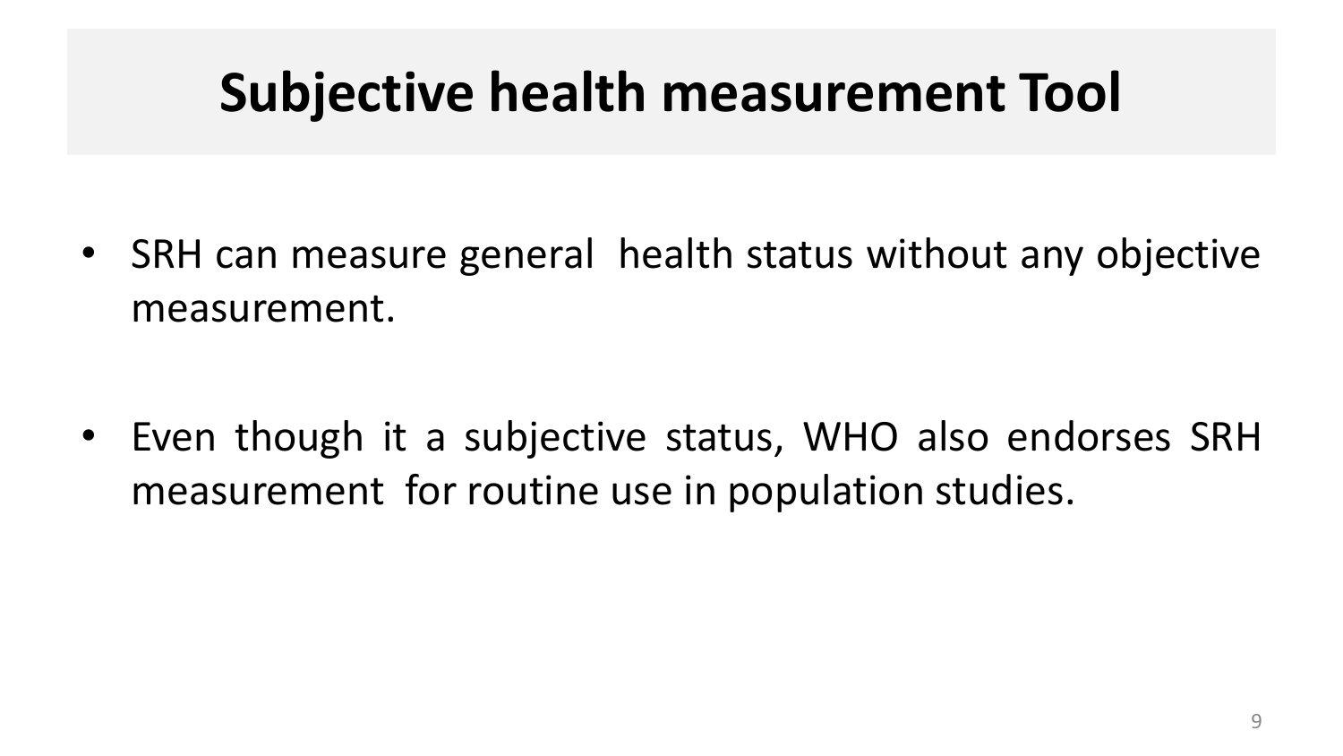# Subjective health measurement Tool

- SRH can measure general health status without any objective measurement.

- Even though it a subjective status, WHO also endorses SRH measurement for routine use in population studies.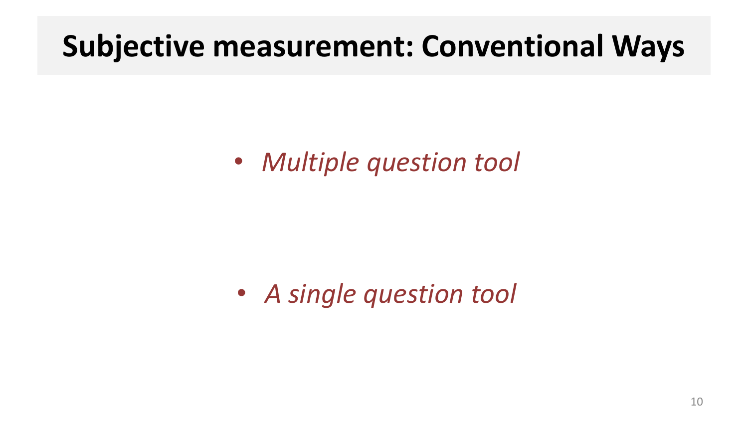# Subjective measurement: Conventional Ways

- *Multiple question tool*

- *A single question tool*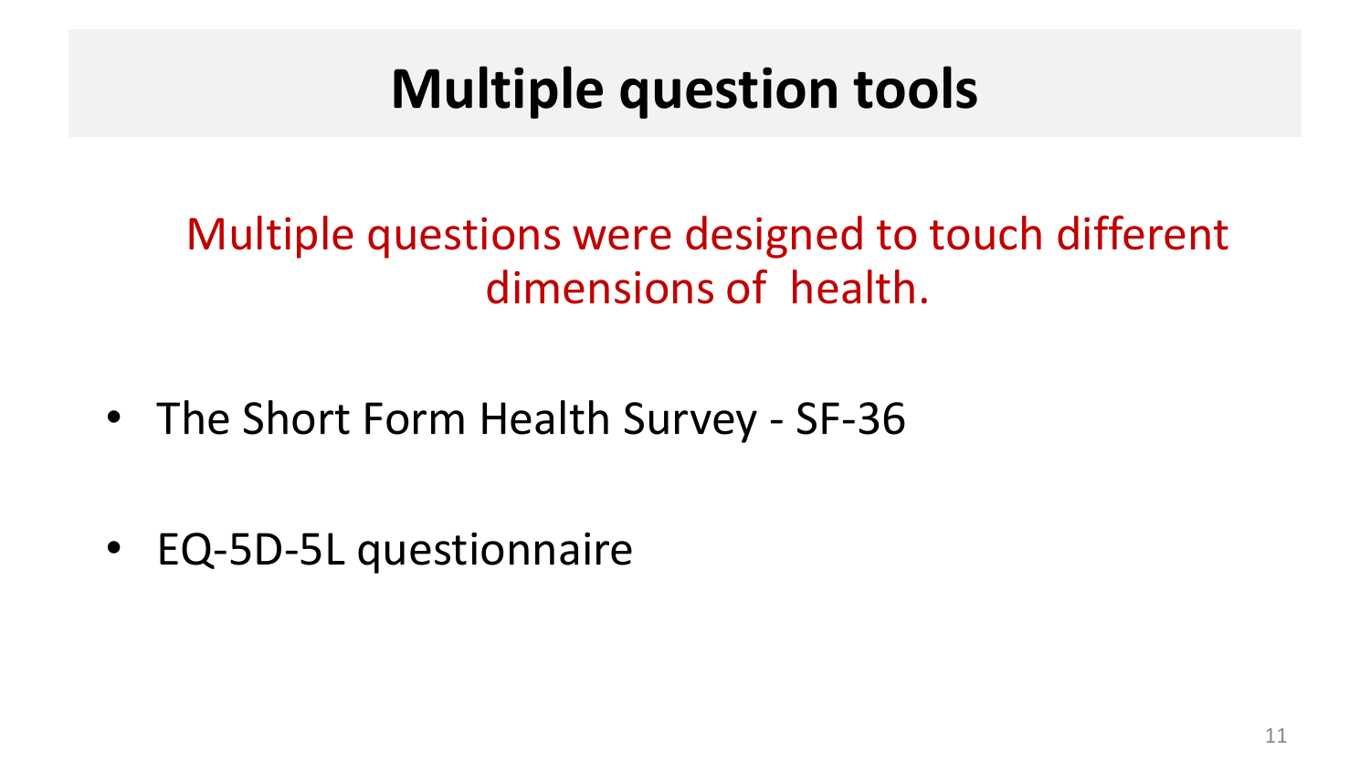# Multiple question tools

Multiple questions were designed to touch different dimensions of  health.

- The Short Form Health Survey - SF-36
- EQ-5D-5L questionnaire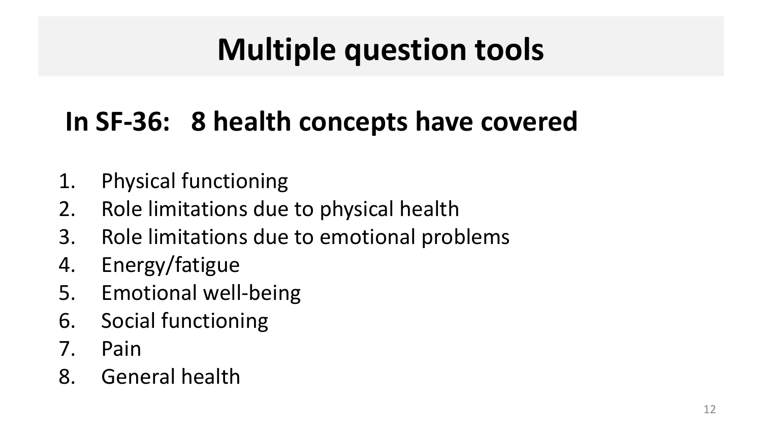# Multiple question tools

## In SF-36: 8 health concepts have covered

1. Physical functioning
2. Role limitations due to physical health
3. Role limitations due to emotional problems
4. Energy/fatigue
5. Emotional well-being
6. Social functioning
7. Pain
8. General health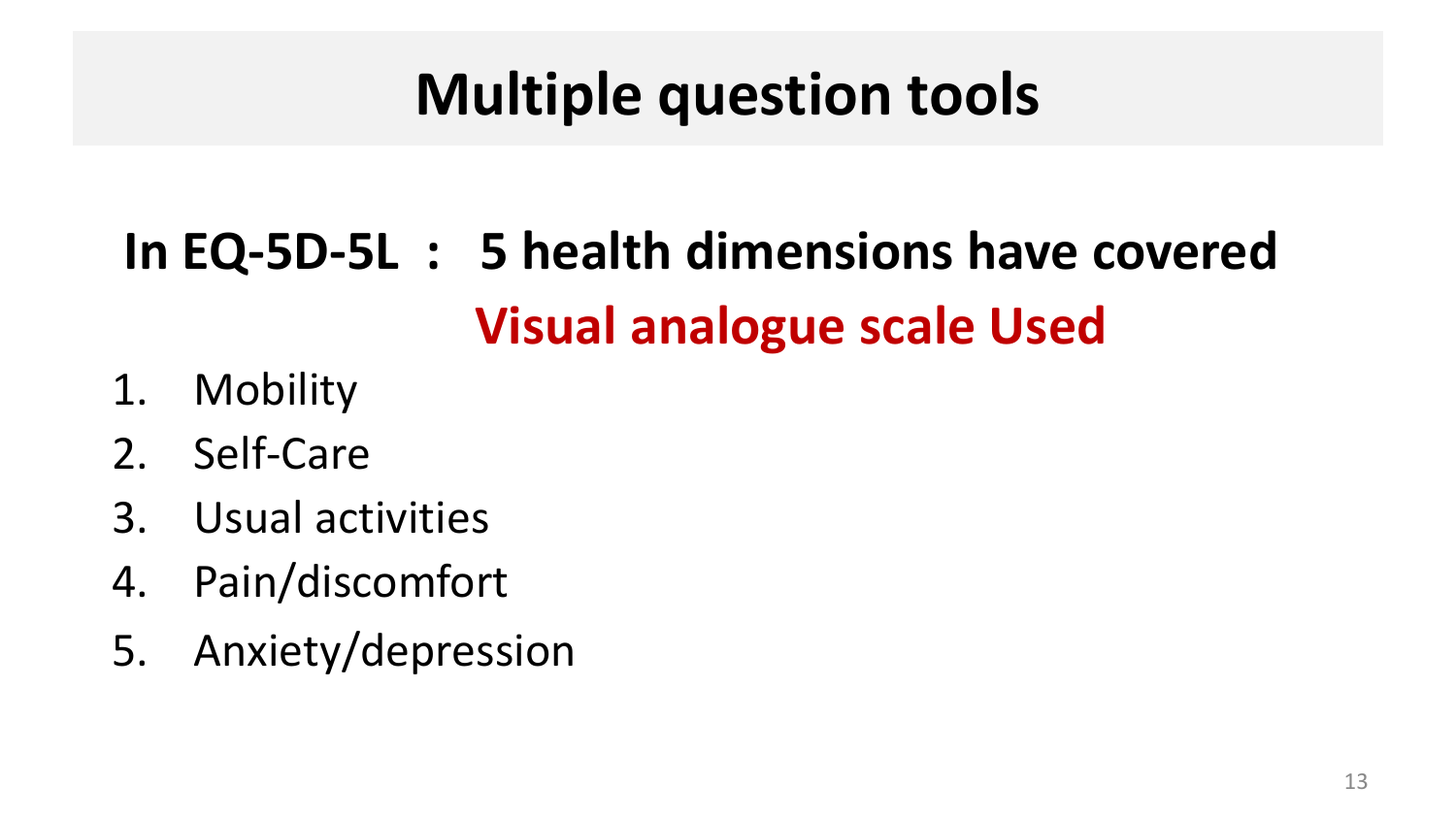# Multiple question tools

**In EQ-5D-5L : 5 health dimensions have covered**

**Visual analogue scale Used**

1. Mobility
2. Self-Care
3. Usual activities
4. Pain/discomfort
5. Anxiety/depression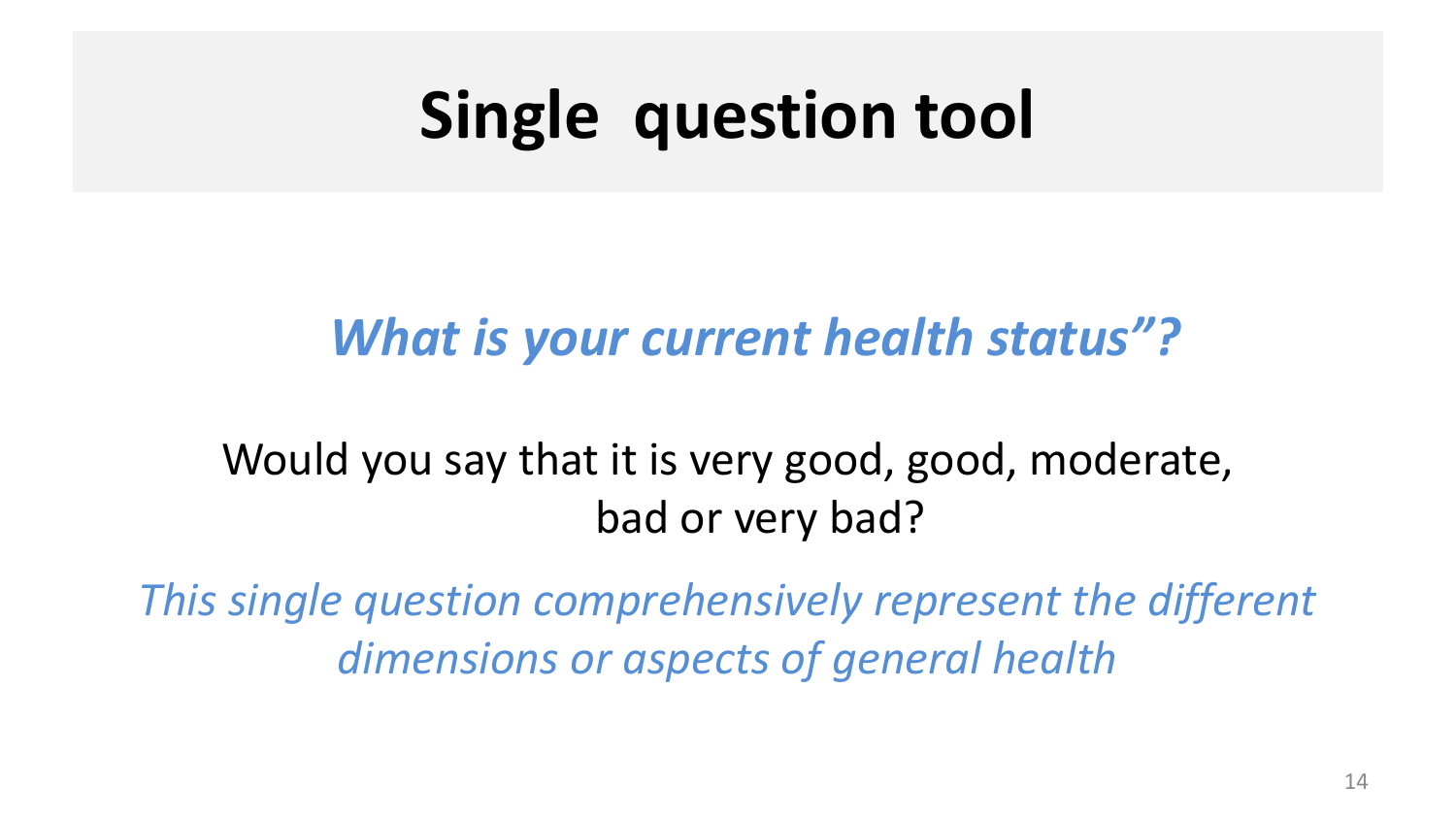# Single question tool

***What is your current health status"?***

Would you say that it is very good, good, moderate, bad or very bad?

*This single question comprehensively represent the different dimensions or aspects of general health*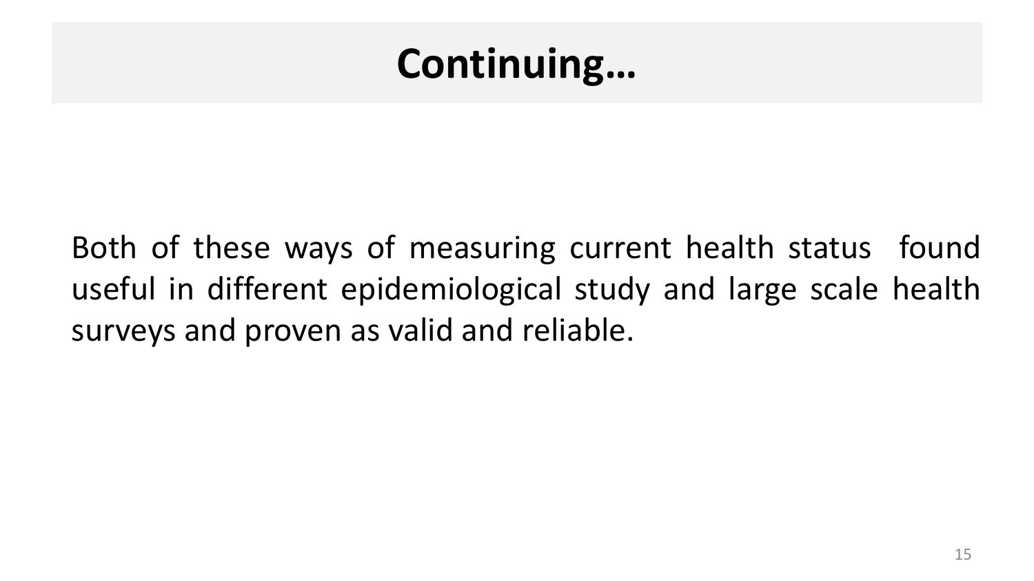# Continuing…

Both of these ways of measuring current health status  found useful in different epidemiological study and large scale health surveys and proven as valid and reliable.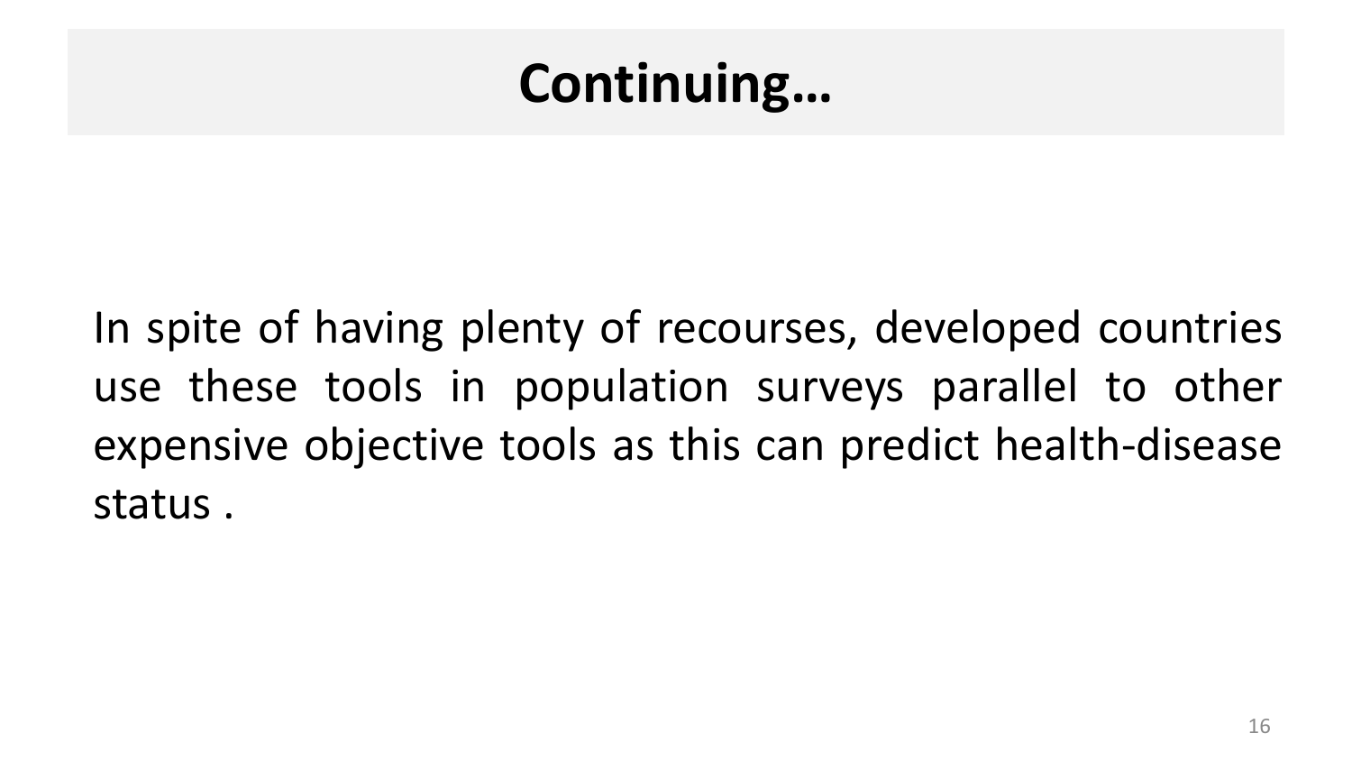# Continuing…

In spite of having plenty of recourses, developed countries use these tools in population surveys parallel to other expensive objective tools as this can predict health-disease status .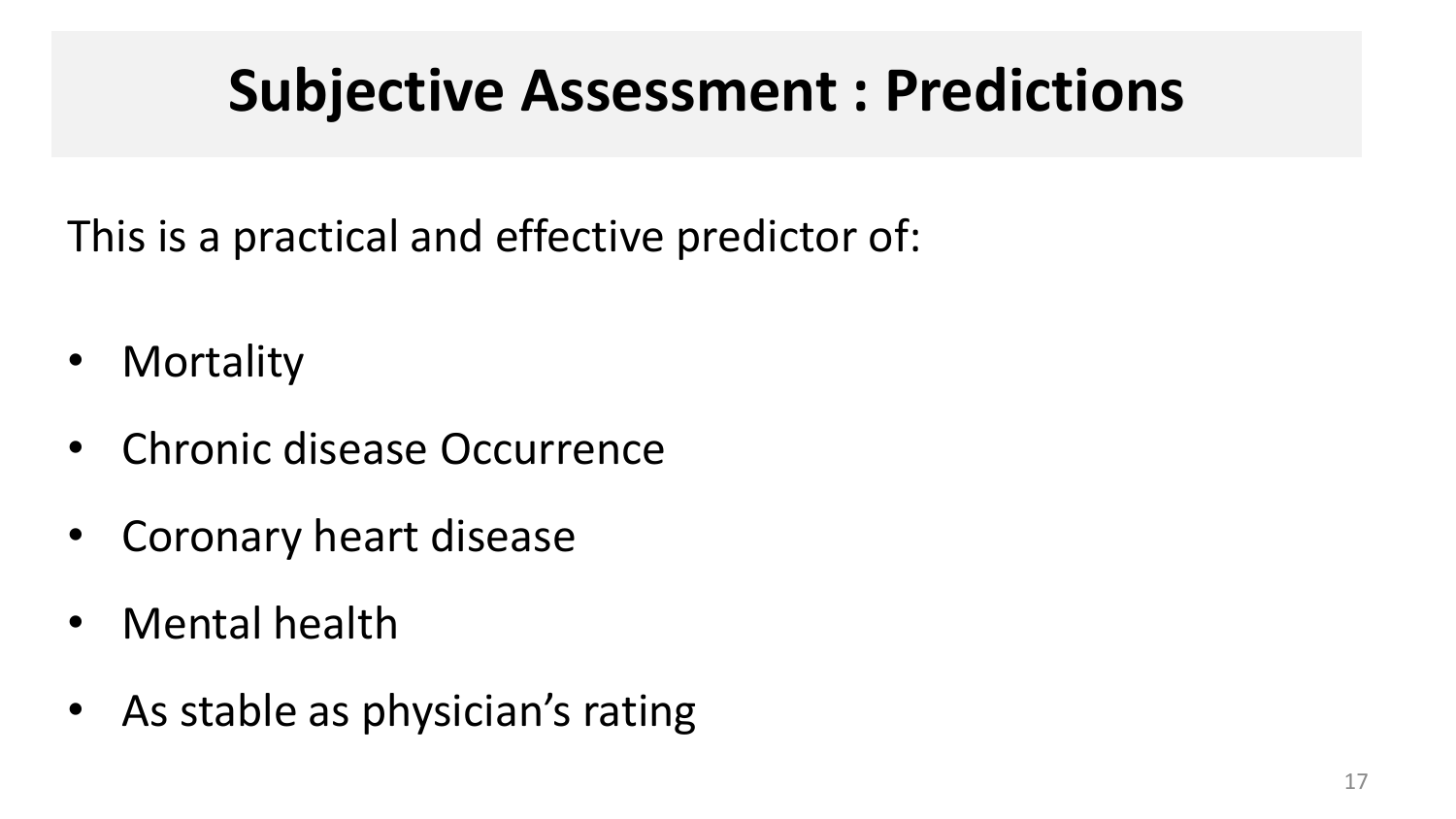# Subjective Assessment : Predictions

This is a practical and effective predictor of:

- Mortality
- Chronic disease Occurrence
- Coronary heart disease
- Mental health
- As stable as physician's rating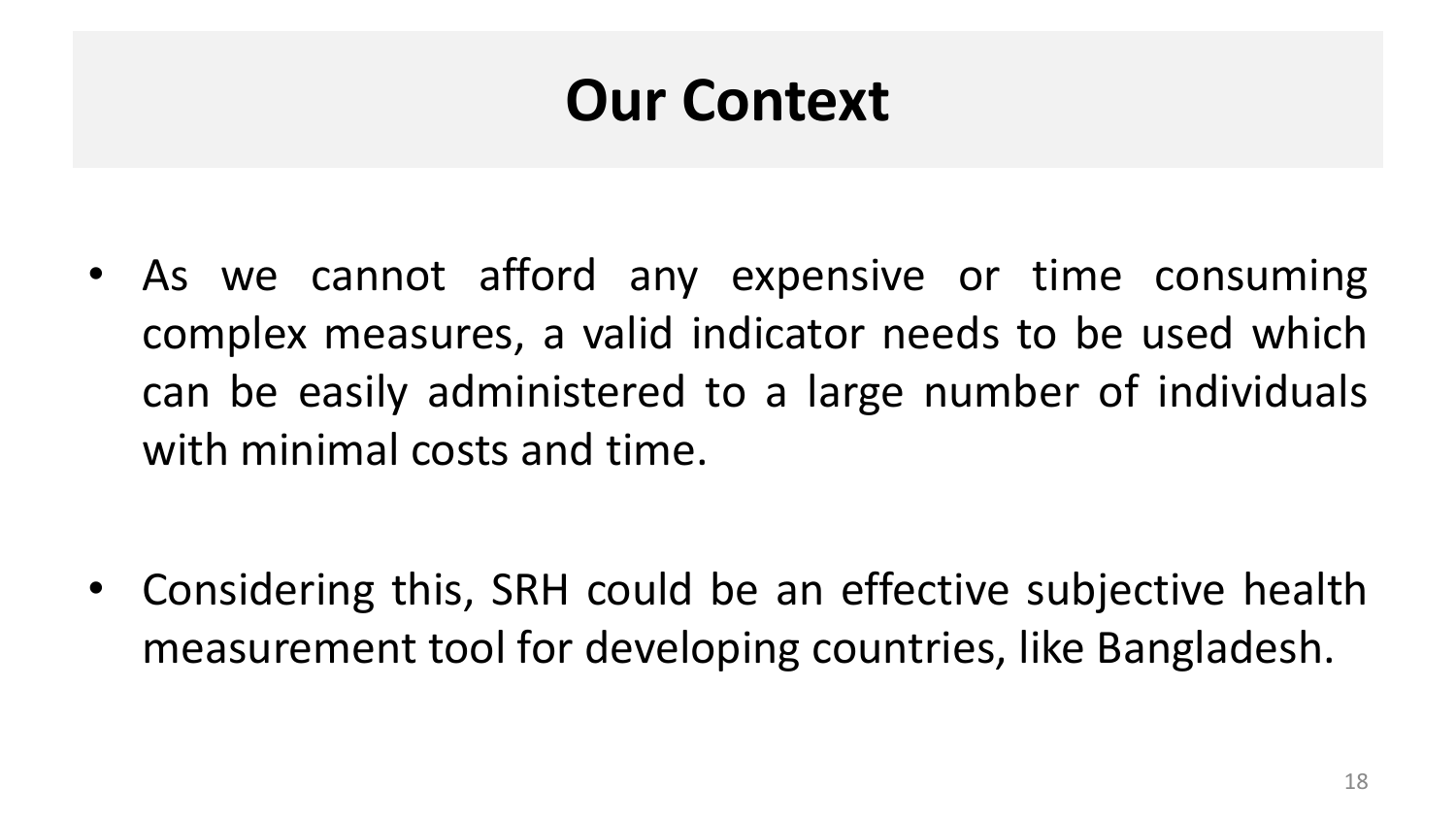# Our Context

- As we cannot afford any expensive or time consuming complex measures, a valid indicator needs to be used which can be easily administered to a large number of individuals with minimal costs and time.

- Considering this, SRH could be an effective subjective health measurement tool for developing countries, like Bangladesh.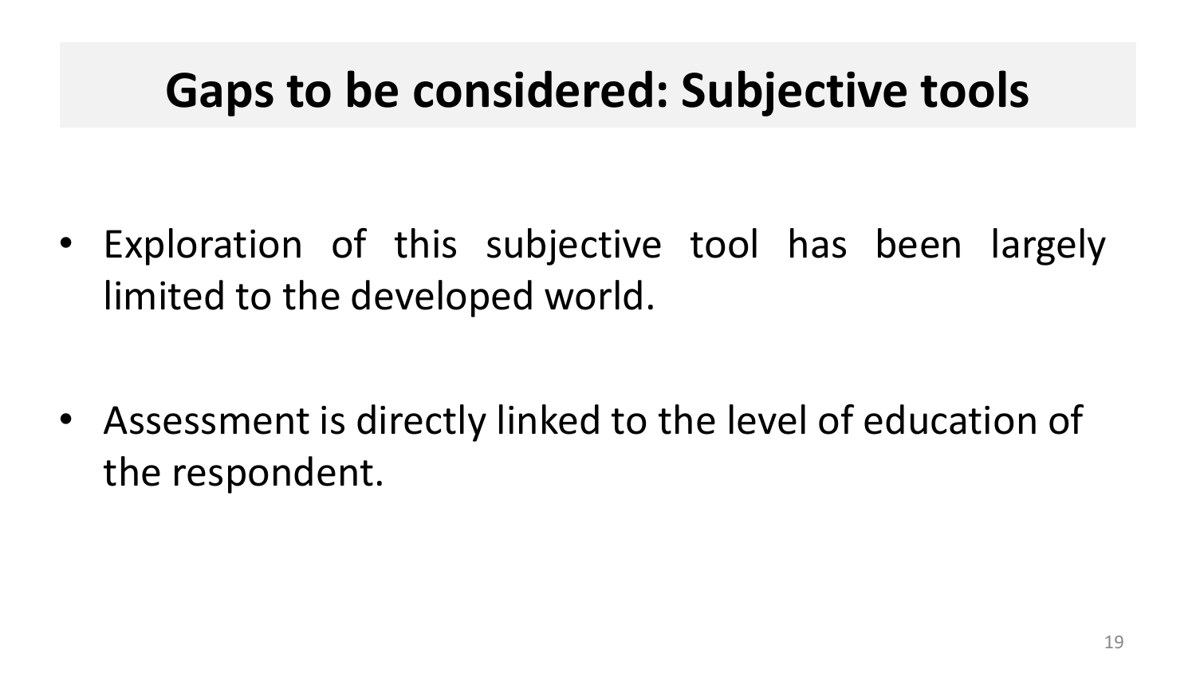# Gaps to be considered: Subjective tools

- Exploration of this subjective tool has been largely limited to the developed world.
- Assessment is directly linked to the level of education of the respondent.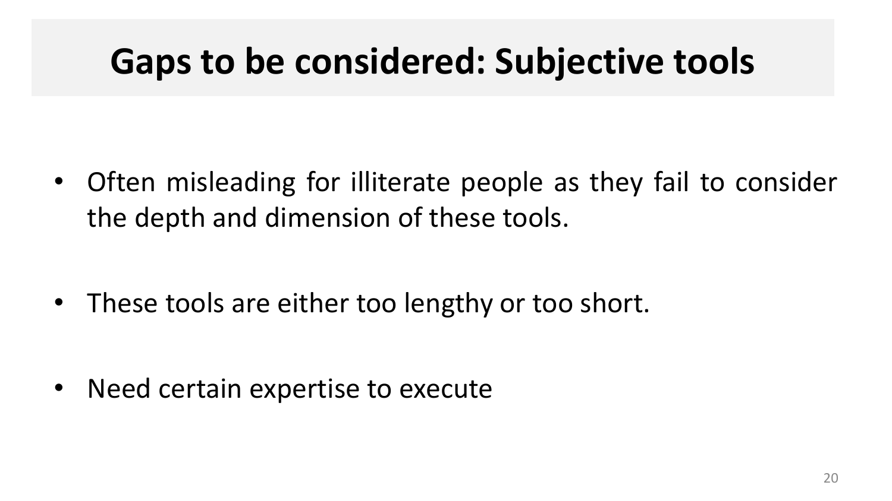# Gaps to be considered: Subjective tools

- Often misleading for illiterate people as they fail to consider the depth and dimension of these tools.

- These tools are either too lengthy or too short.

- Need certain expertise to execute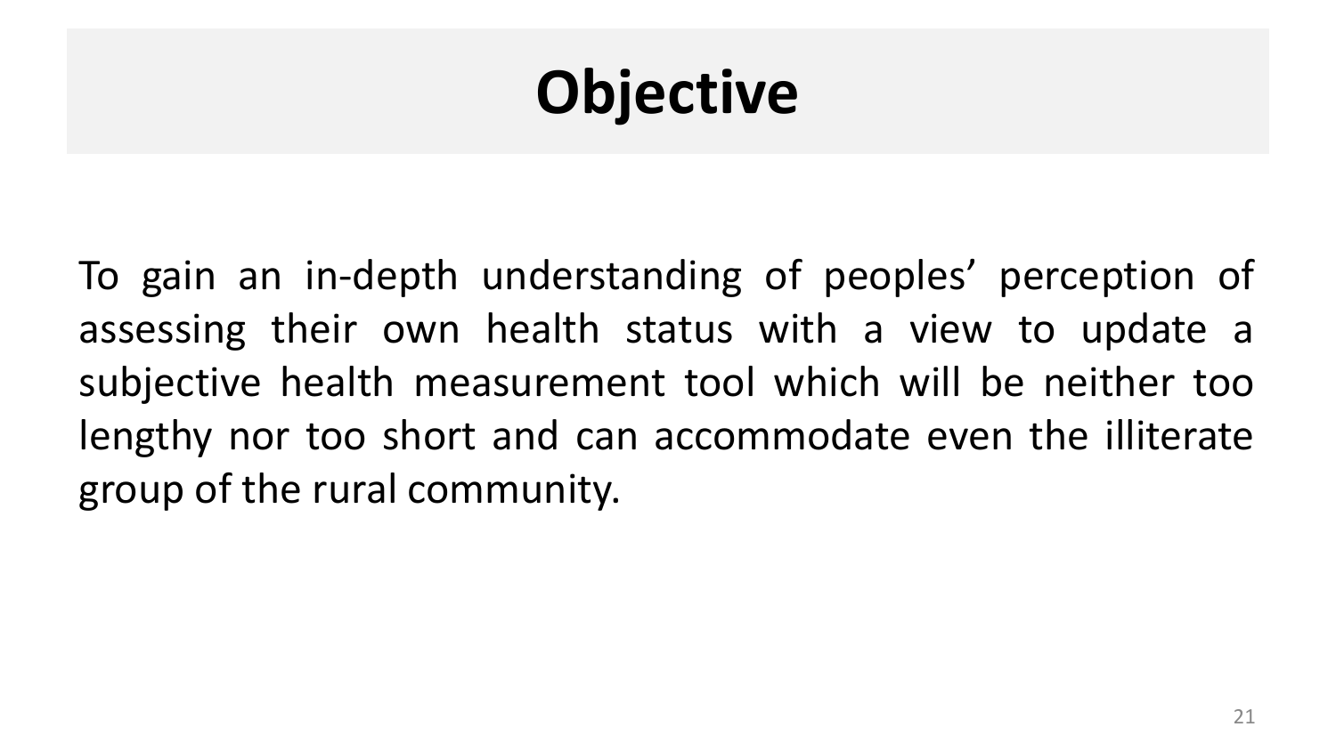# Objective

To gain an in-depth understanding of peoples' perception of assessing their own health status with a view to update a subjective health measurement tool which will be neither too lengthy nor too short and can accommodate even the illiterate group of the rural community.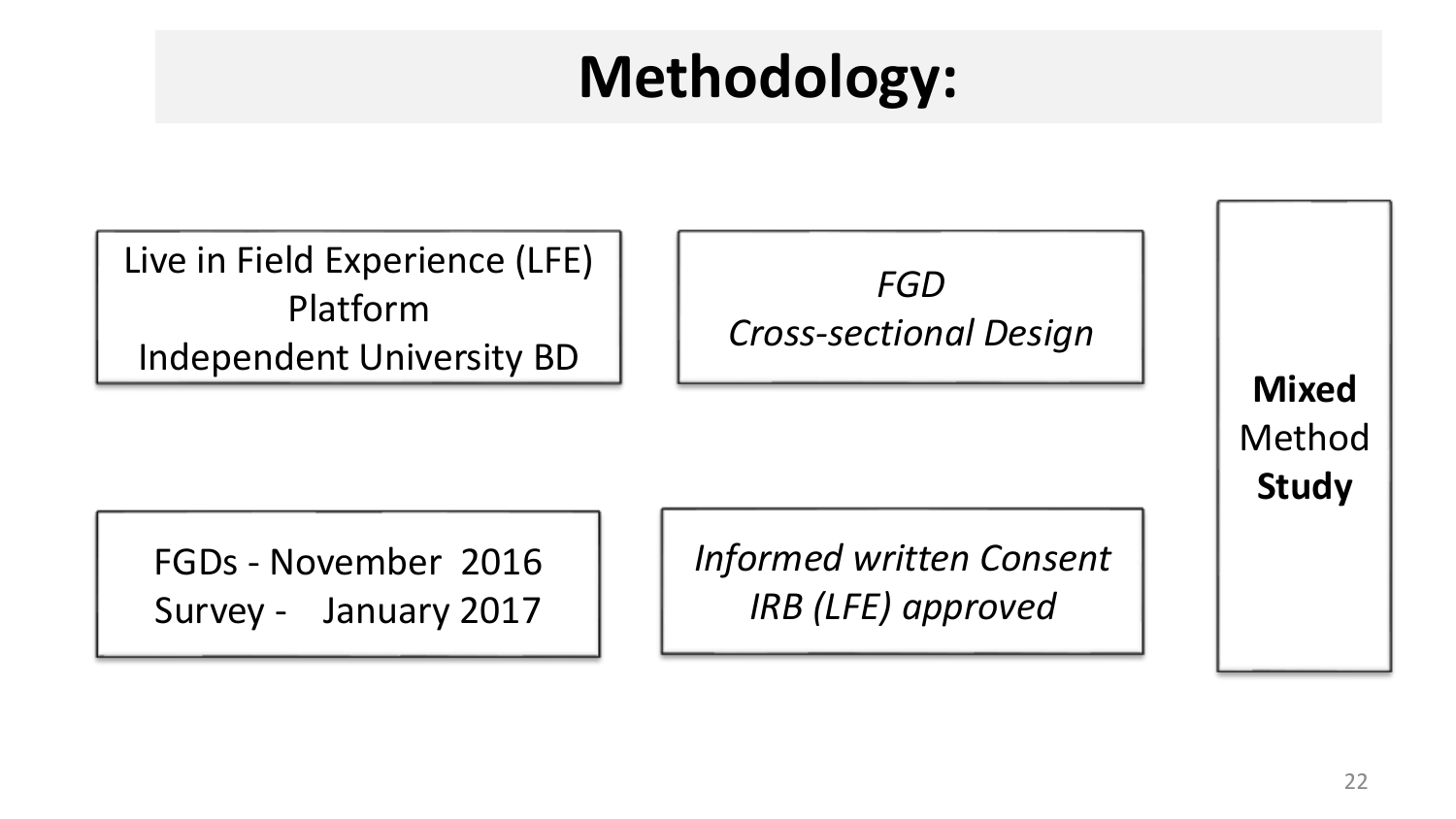# Methodology:

Live in Field Experience (LFE)
Platform
Independent University BD

*FGD*
*Cross-sectional Design*

**Mixed** Method **Study**

FGDs - November 2016
Survey - January 2017

*Informed written Consent*
*IRB (LFE) approved*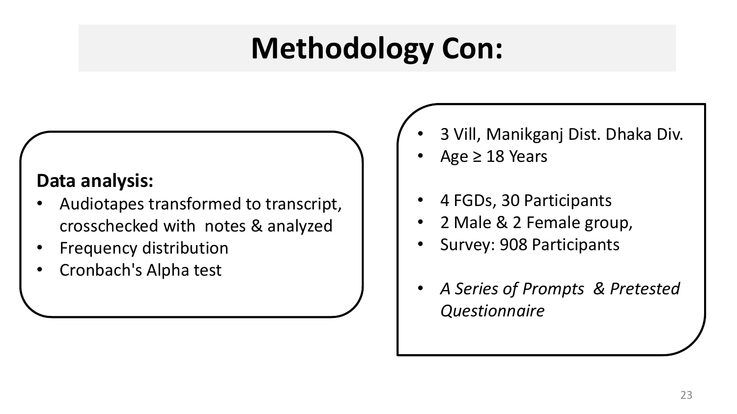# Methodology Con:

**Data analysis:**

- Audiotapes transformed to transcript, crosschecked with notes & analyzed
- Frequency distribution
- Cronbach's Alpha test

- 3 Vill, Manikganj Dist. Dhaka Div.
- Age ≥ 18 Years

- 4 FGDs, 30 Participants
- 2 Male & 2 Female group,
- Survey: 908 Participants

- *A Series of Prompts & Pretested Questionnaire*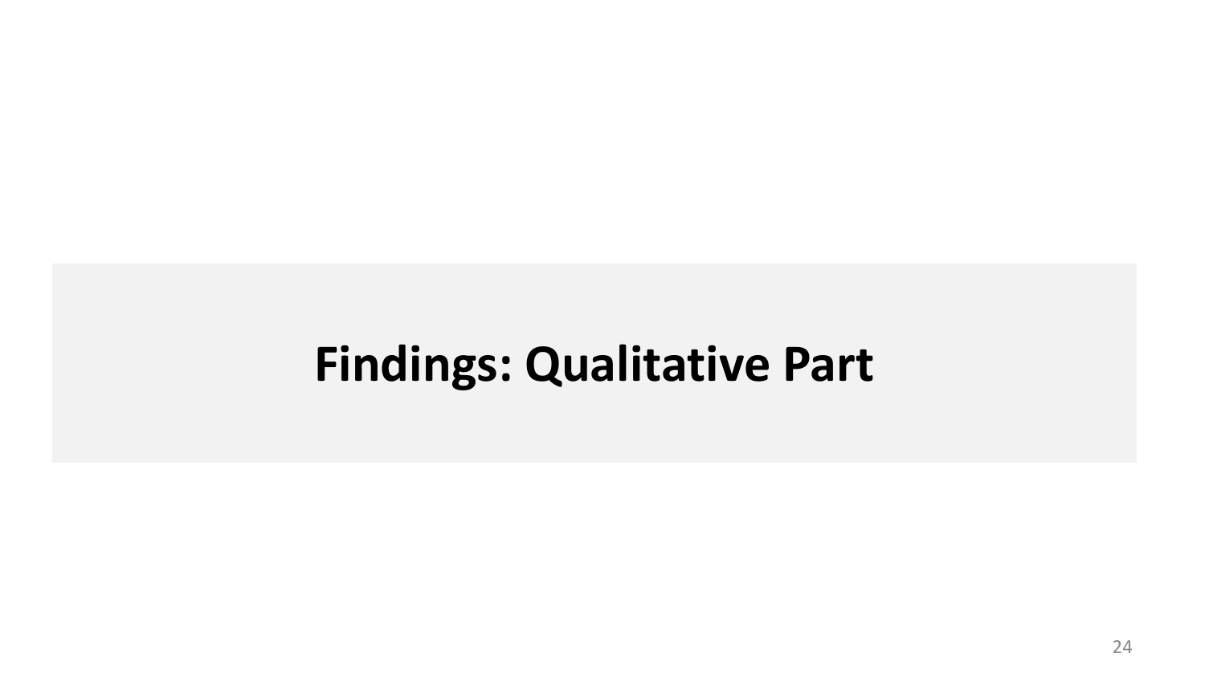# Findings: Qualitative Part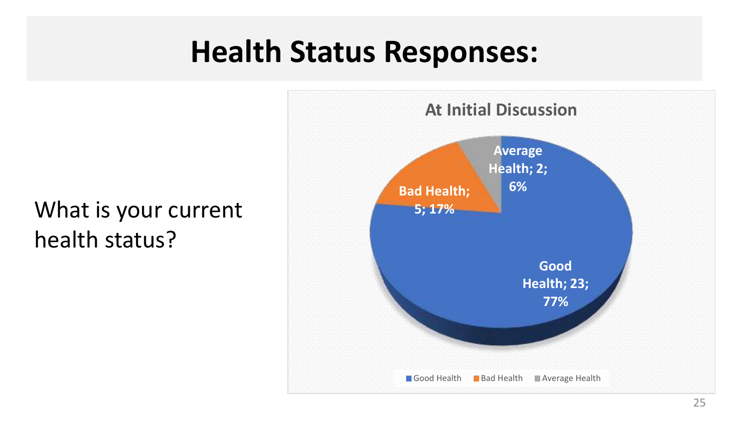# Health Status Responses:

What is your current health status?

**At Initial Discussion**

| Response | Count | Percentage |
|---|---|---|
| Good Health | 23 | 77% |
| Bad Health | 5 | 17% |
| Average Health | 2 | 6% |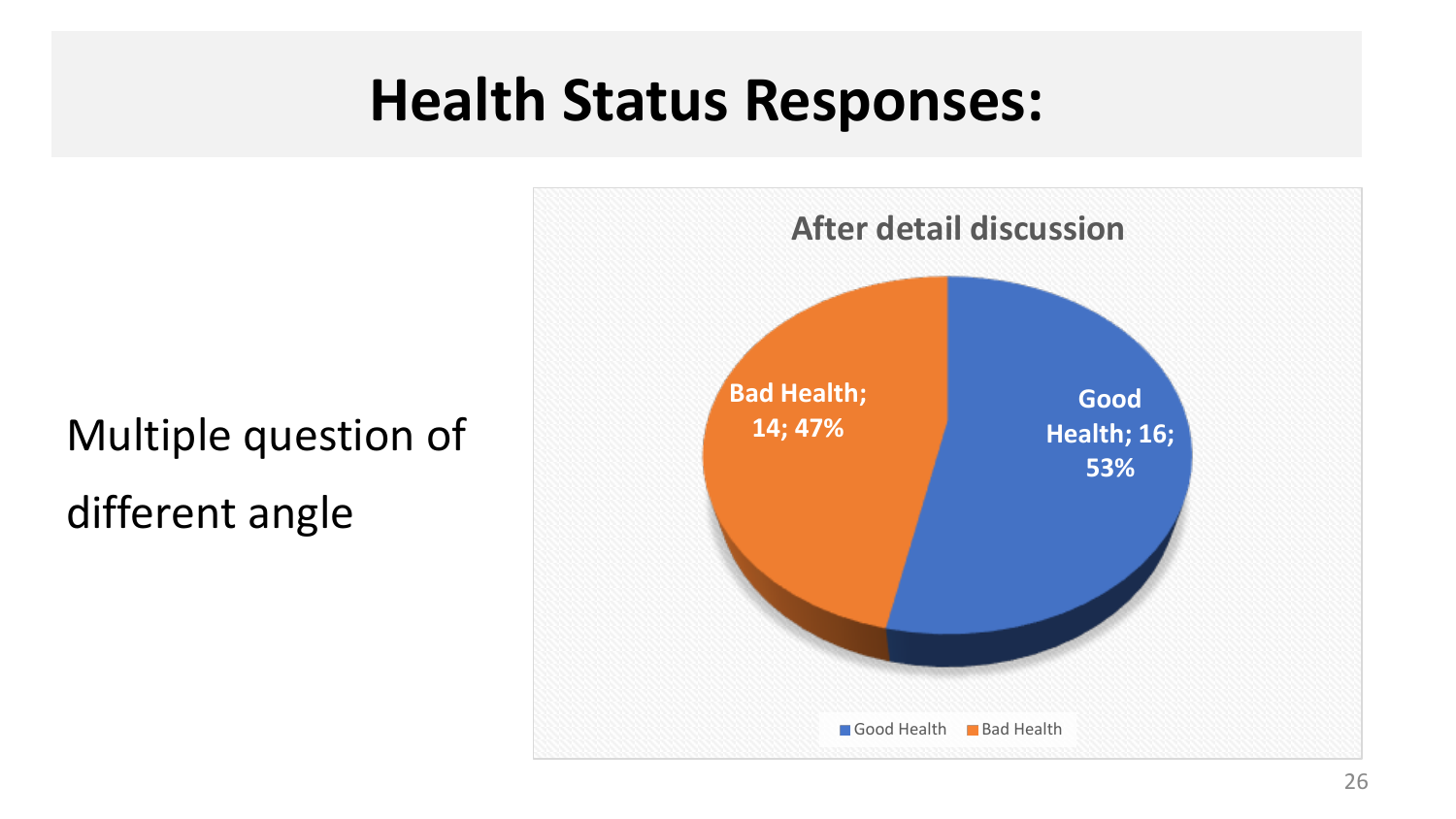# Health Status Responses:

Multiple question of different angle

**After detail discussion**

- Bad Health; 14; 47%
- Good Health; 16; 53%

Good Health | Bad Health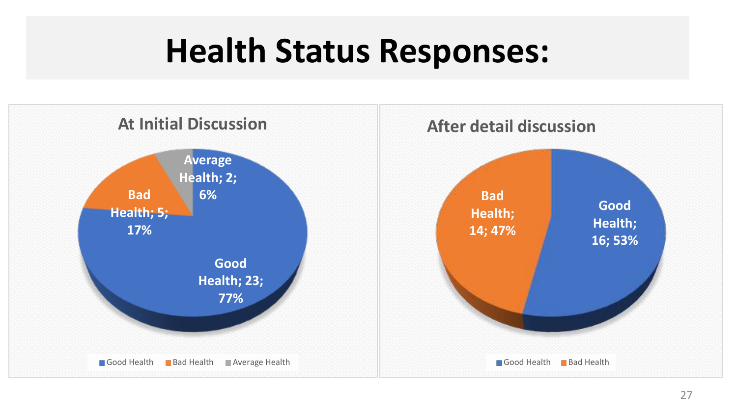# Health Status Responses:

## At Initial Discussion

- Good Health; 23; 77%
- Bad Health; 5; 17%
- Average Health; 2; 6%

Good Health · Bad Health · Average Health

## After detail discussion

- Good Health; 16; 53%
- Bad Health; 14; 47%

Good Health · Bad Health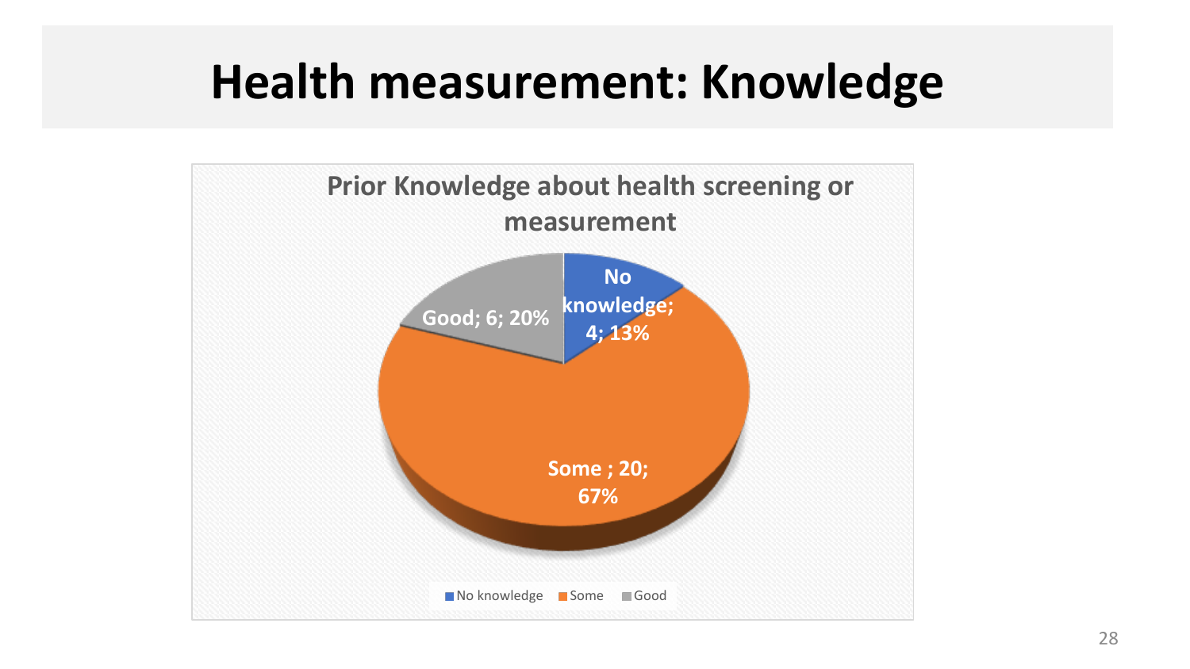# Health measurement: Knowledge

**Prior Knowledge about health screening or measurement**

| Category | Count | Percentage |
|---|---|---|
| No knowledge | 4 | 13% |
| Some | 20 | 67% |
| Good | 6 | 20% |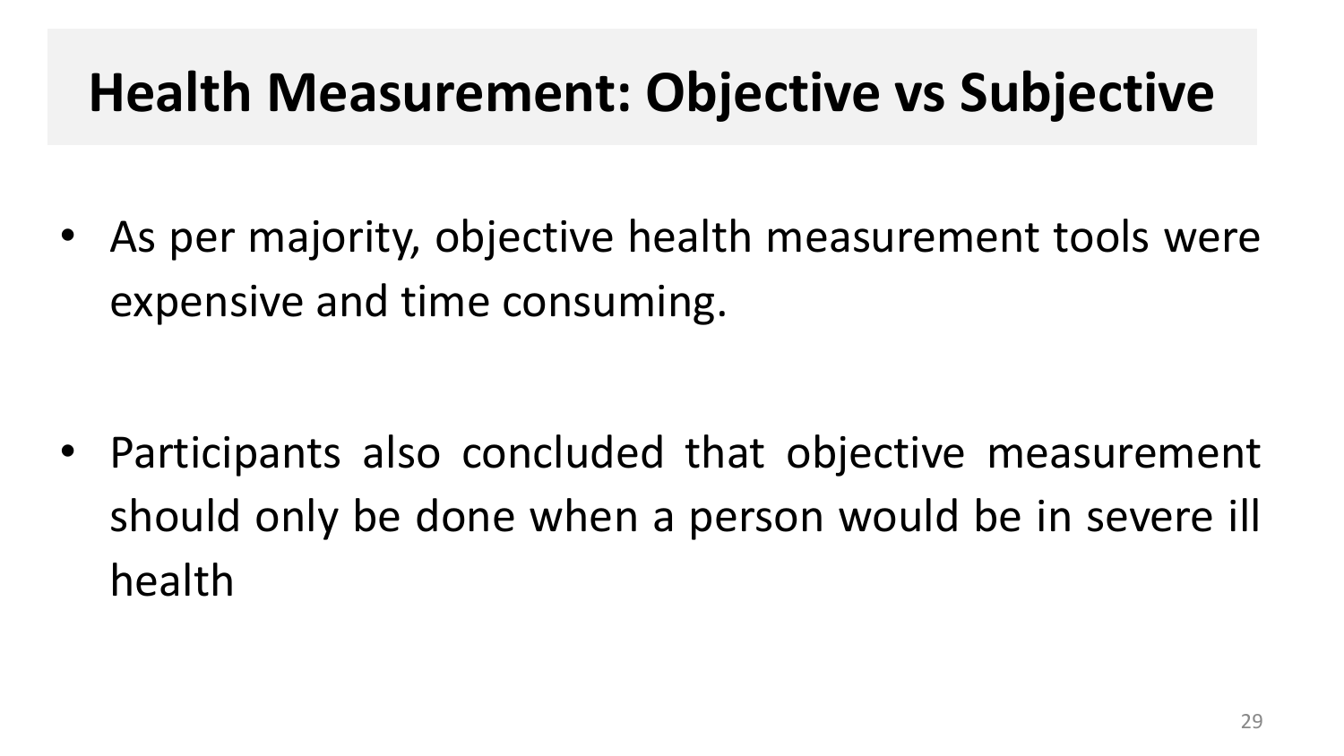# Health Measurement: Objective vs Subjective

- As per majority, objective health measurement tools were expensive and time consuming.

- Participants also concluded that objective measurement should only be done when a person would be in severe ill health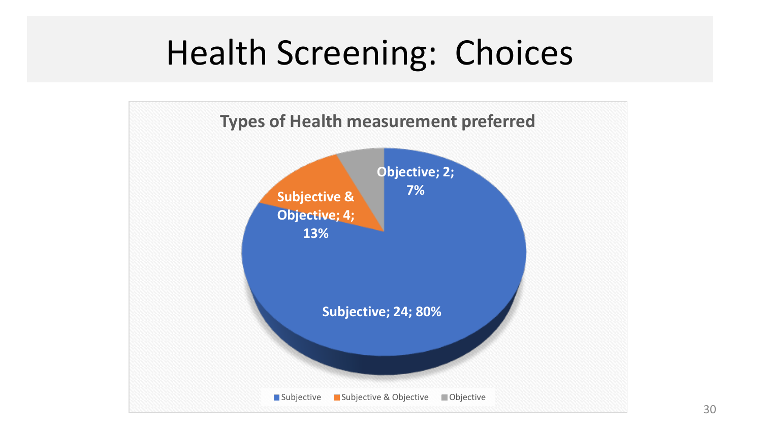# Health Screening: Choices

**Types of Health measurement preferred**

- Subjective; 24; 80%
- Subjective & Objective; 4; 13%
- Objective; 2; 7%

■ Subjective ■ Subjective & Objective ■ Objective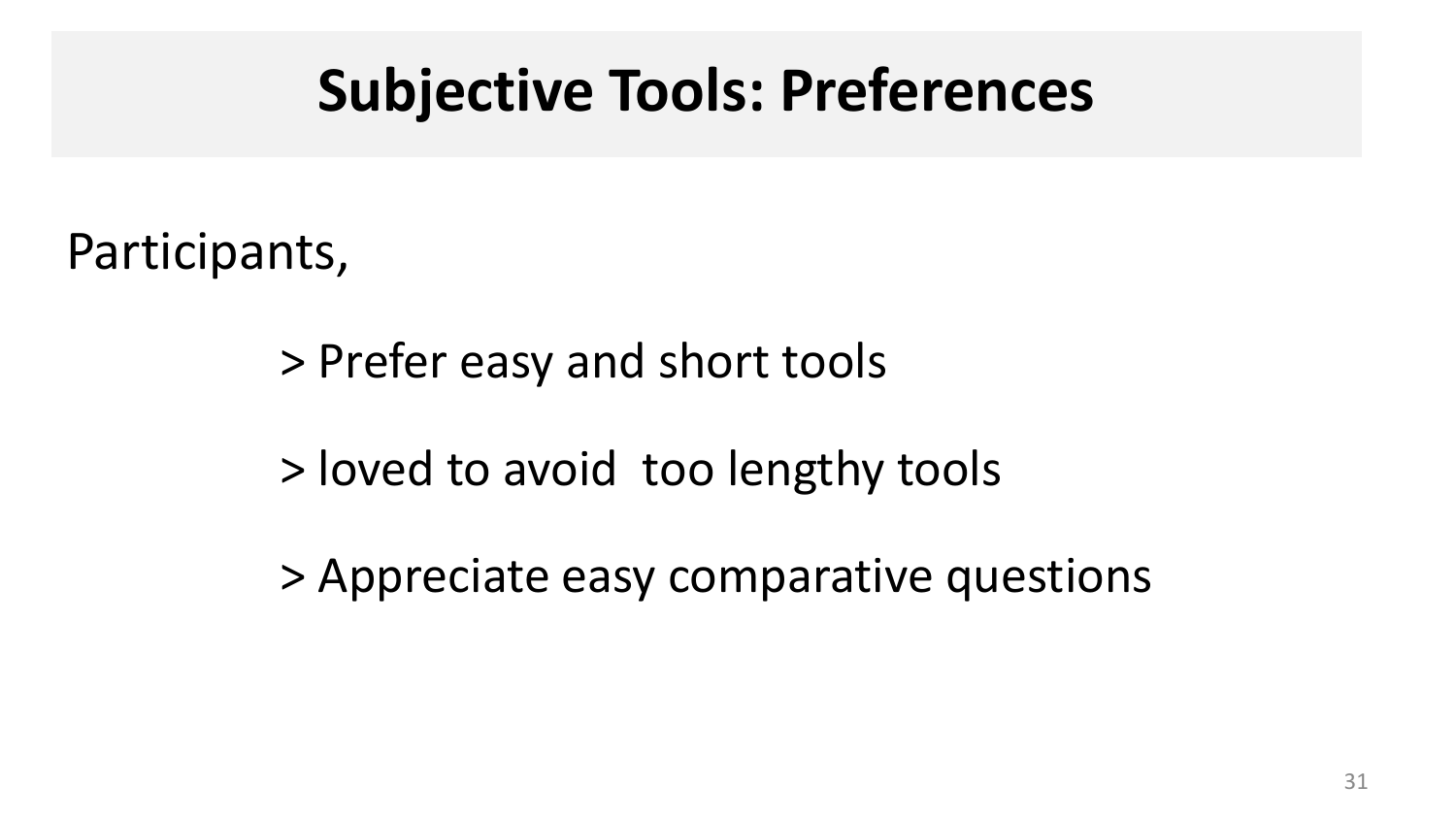# Subjective Tools: Preferences

Participants,

> Prefer easy and short tools

> loved to avoid  too lengthy tools

> Appreciate easy comparative questions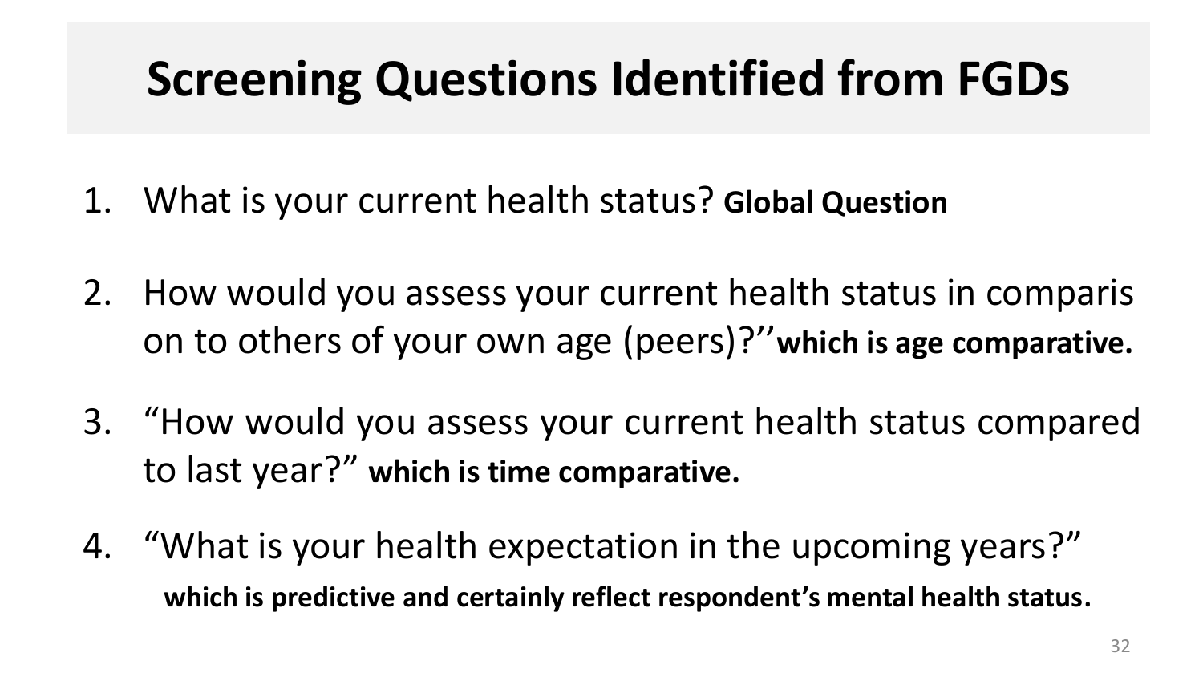# Screening Questions Identified from FGDs

1. What is your current health status? **Global Question**

2. How would you assess your current health status in comparis on to others of your own age (peers)?'' **which is age comparative.**

3. "How would you assess your current health status compared to last year?" **which is time comparative.**

4. "What is your health expectation in the upcoming years?" **which is predictive and certainly reflect respondent's mental health status.**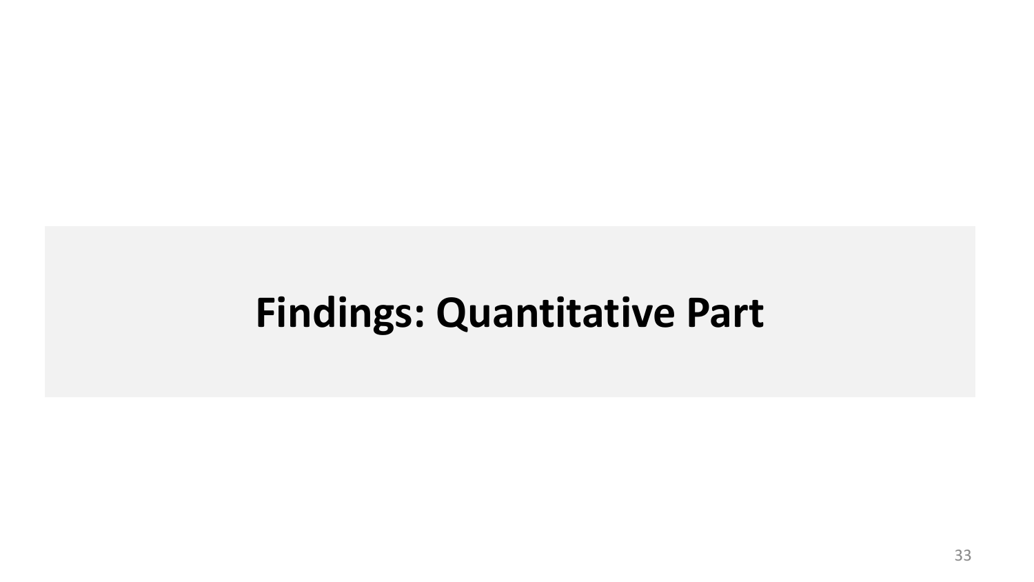# Findings: Quantitative Part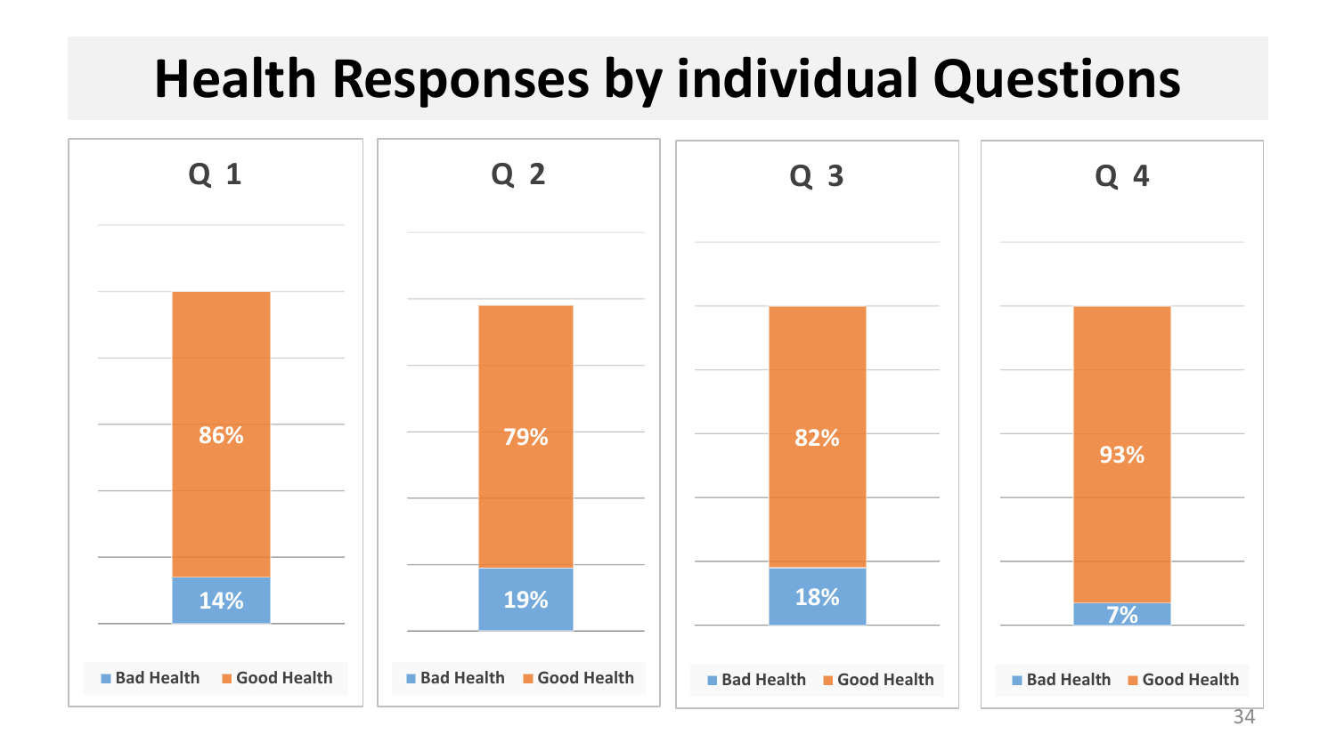# Health Responses by individual Questions

### Q 1

| | Bad Health | Good Health |
|---|---|---|
| Q 1 | 14% | 86% |

### Q 2

| | Bad Health | Good Health |
|---|---|---|
| Q 2 | 19% | 79% |

### Q 3

| | Bad Health | Good Health |
|---|---|---|
| Q 3 | 18% | 82% |

### Q 4

| | Bad Health | Good Health |
|---|---|---|
| Q 4 | 7% | 93% |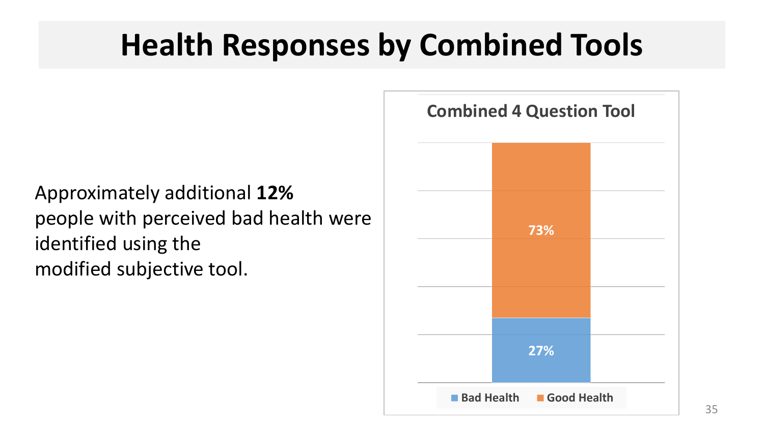# Health Responses by Combined Tools

Approximately additional **12%** people with perceived bad health were identified using the modified subjective tool.

**Combined 4 Question Tool**

| | Bad Health | Good Health |
|---|---|---|
| Combined 4 Question Tool | 27% | 73% |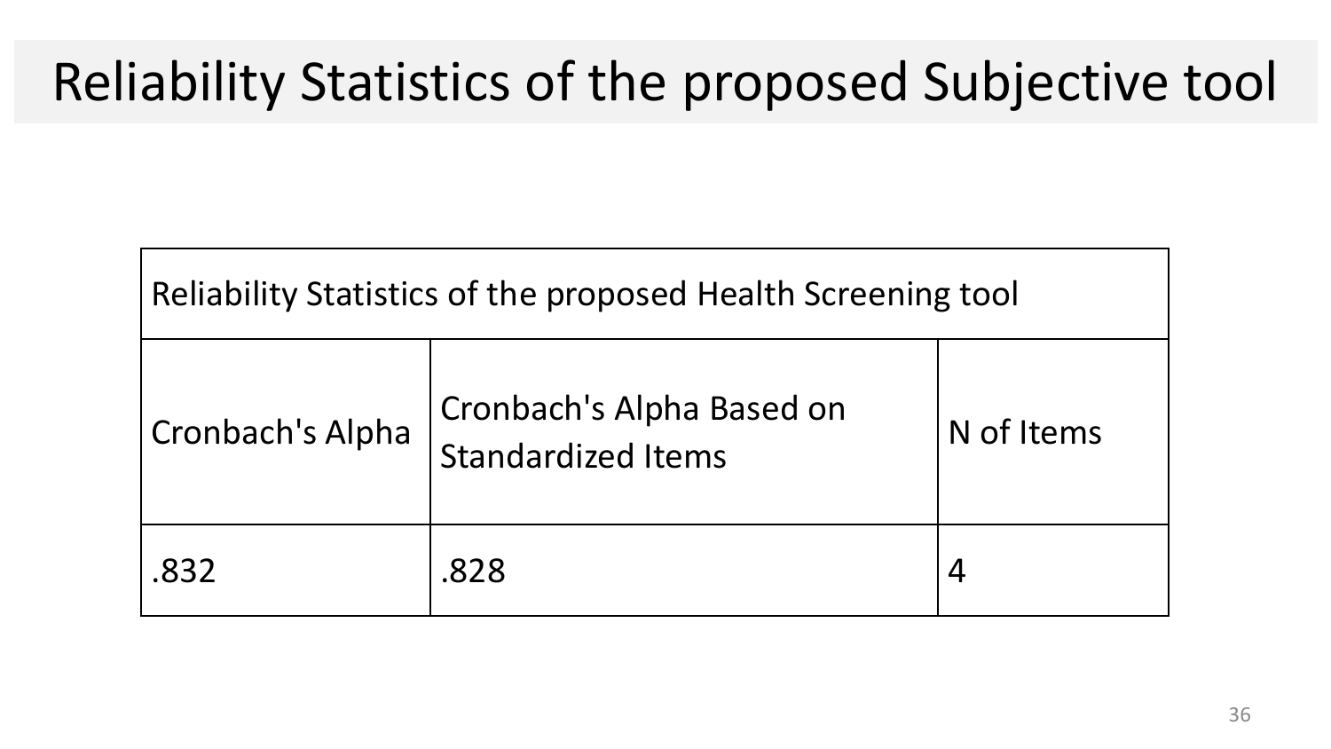# Reliability Statistics of the proposed Subjective tool

| Reliability Statistics of the proposed Health Screening tool | | |
|---|---|---|
| Cronbach's Alpha | Cronbach's Alpha Based on Standardized Items | N of Items |
| .832 | .828 | 4 |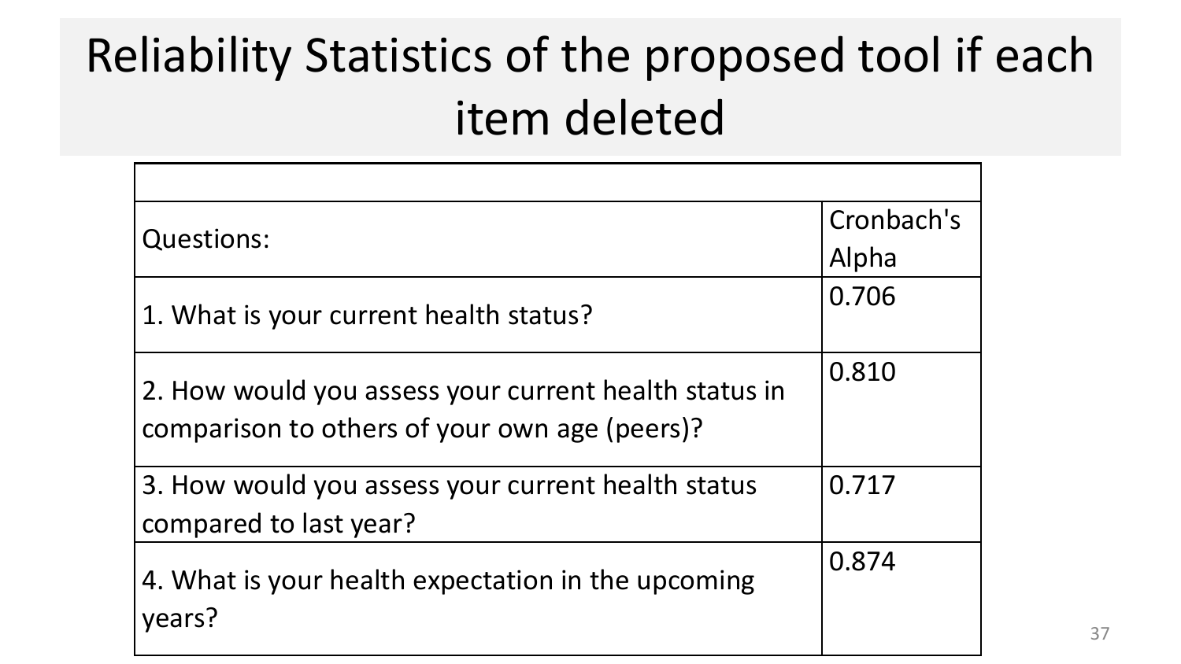# Reliability Statistics of the proposed tool if each item deleted

| Questions: | Cronbach's Alpha |
|---|---|
| 1. What is your current health status? | 0.706 |
| 2. How would you assess your current health status in comparison to others of your own age (peers)? | 0.810 |
| 3. How would you assess your current health status compared to last year? | 0.717 |
| 4. What is your health expectation in the upcoming years? | 0.874 |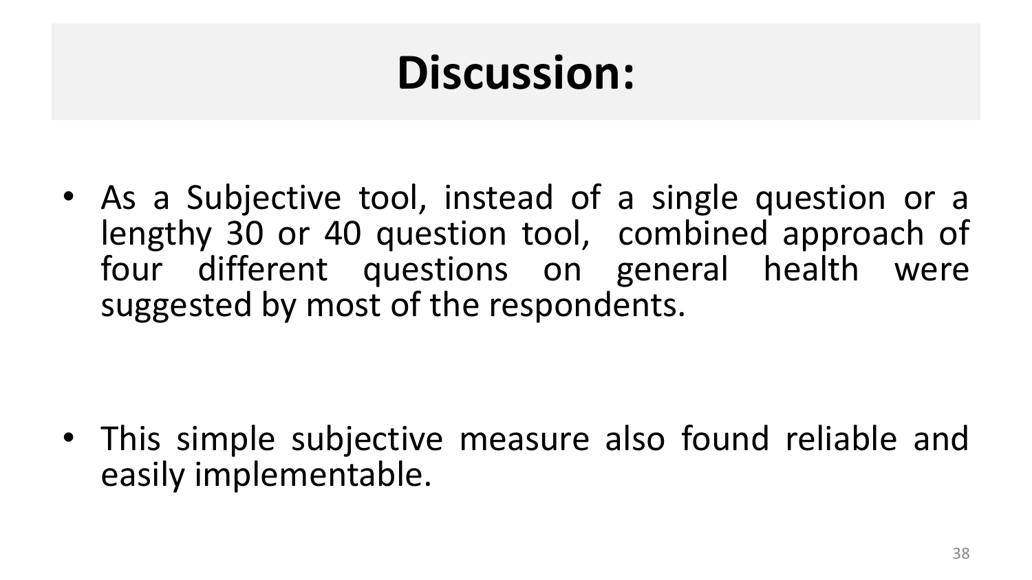# Discussion:

- As a Subjective tool, instead of a single question or a lengthy 30 or 40 question tool, combined approach of four different questions on general health were suggested by most of the respondents.

- This simple subjective measure also found reliable and easily implementable.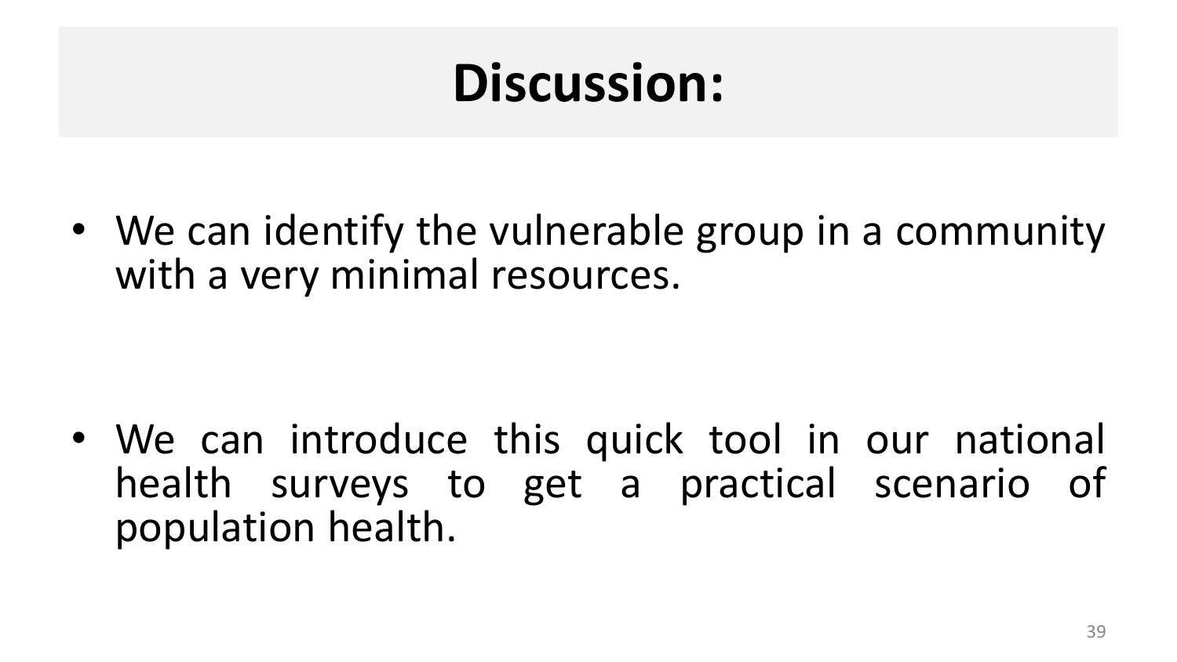# Discussion:

- We can identify the vulnerable group in a community with a very minimal resources.

- We can introduce this quick tool in our national health surveys to get a practical scenario of population health.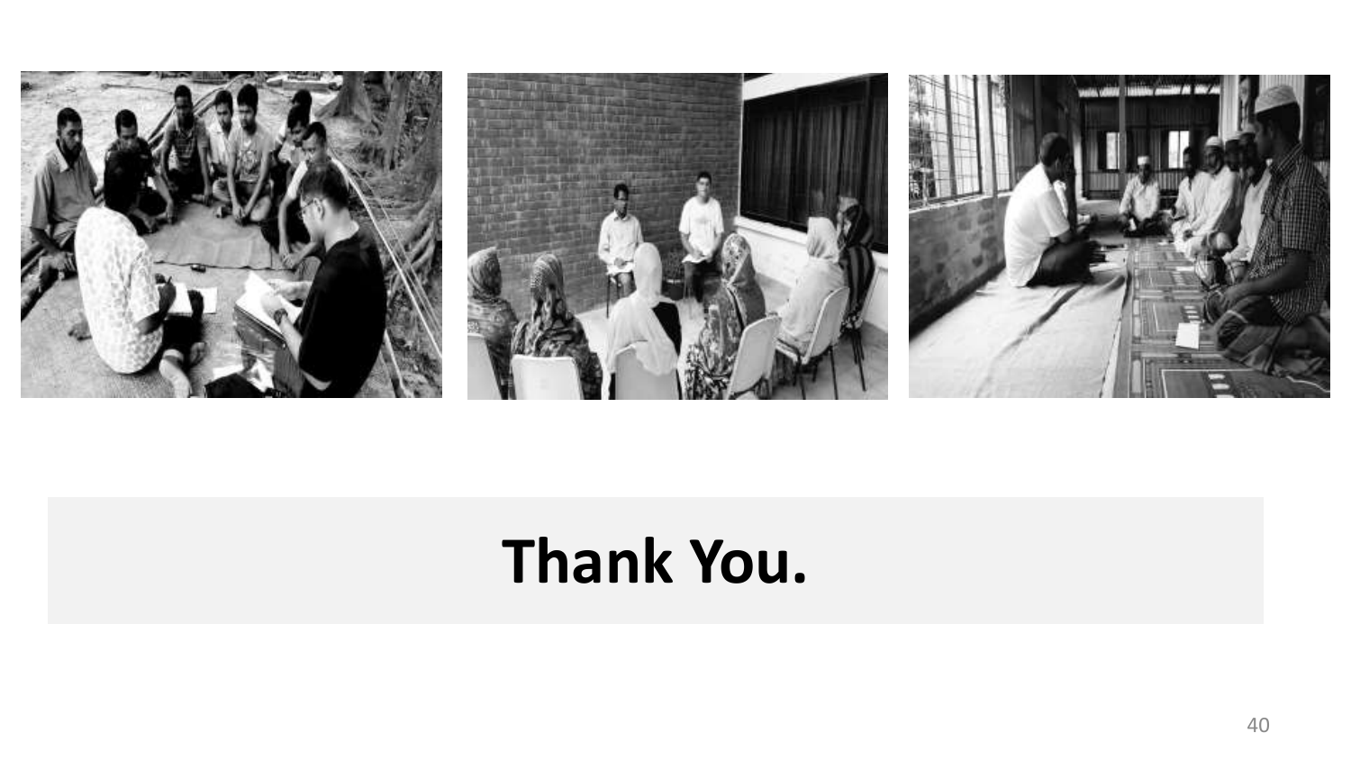# Thank You.